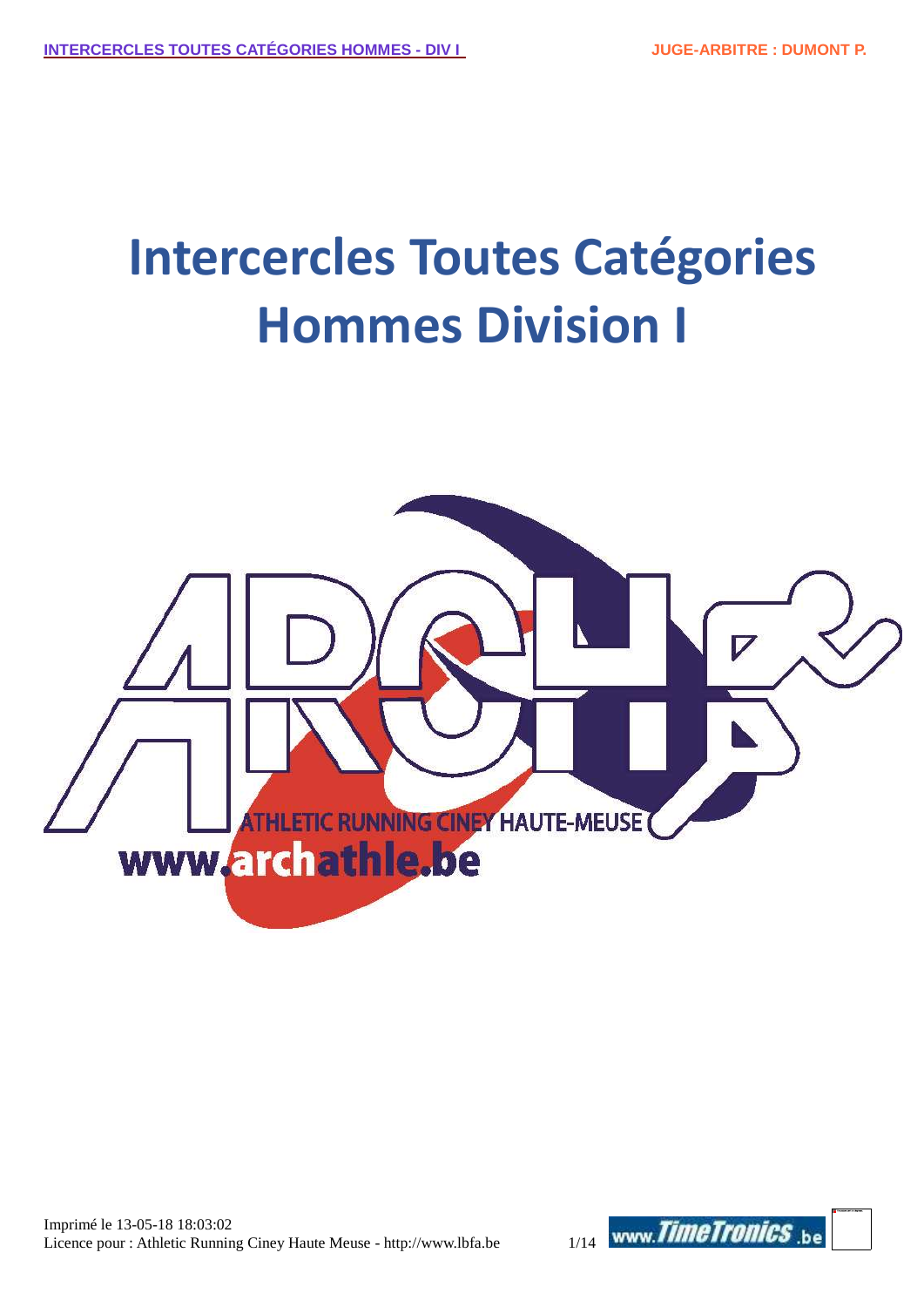# Intercercles Toutes Catégories Hommes Division I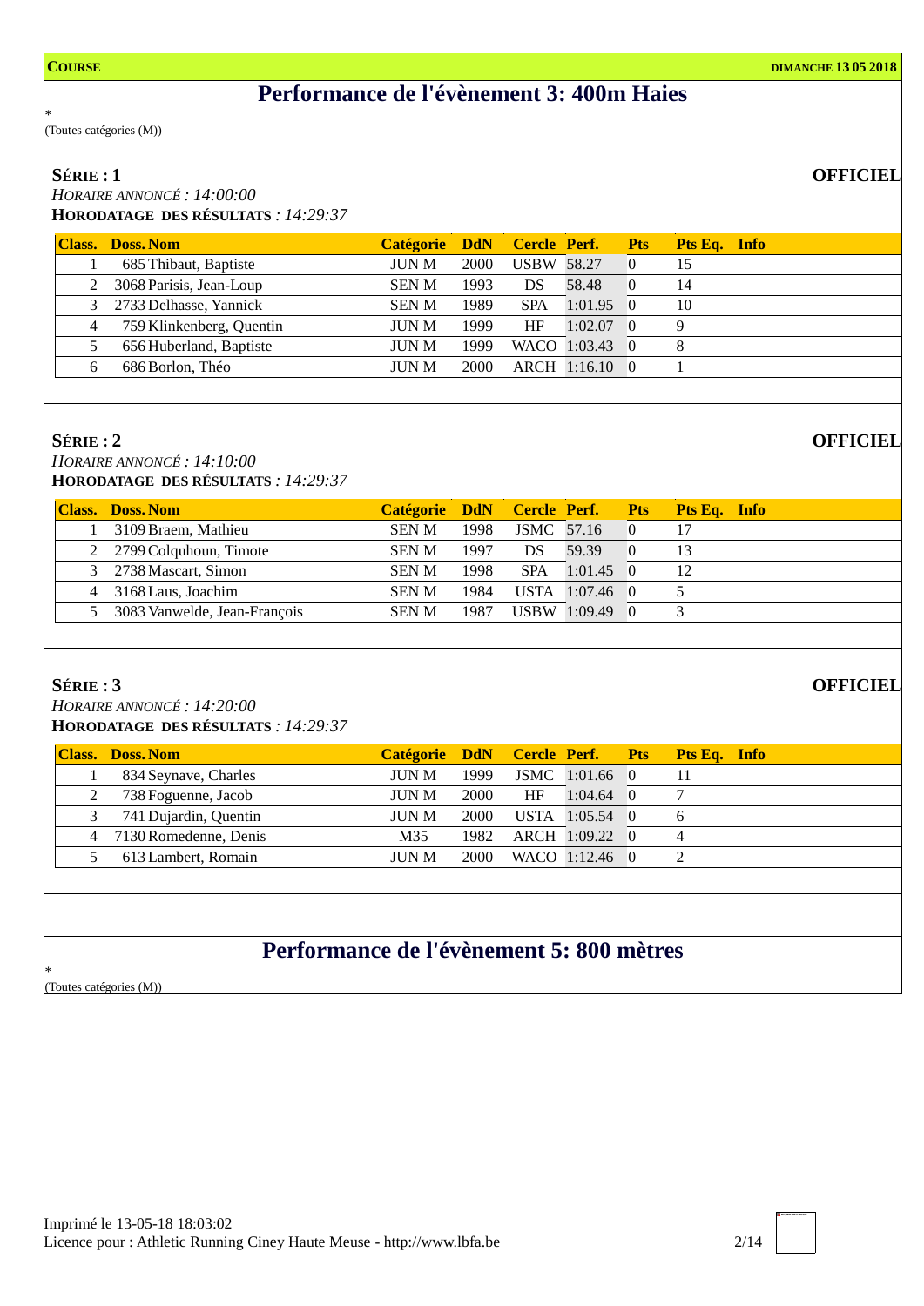**COURSE** **DIMANCHE 13 05 2018**

# Performance de l'évènement 3: 400m Haies

*
(Toutes catégories (M))

## SÉRIE : 1

**OFFICIEL**

*HORAIRE ANNONCÉ : 14:00:00*
**HORODATAGE DES RÉSULTATS** *: 14:29:37*

| Class. | Doss. | Nom | Catégorie | DdN | Cercle | Perf. | Pts | Pts Eq. | Info |
|---|---|---|---|---|---|---|---|---|---|
| 1 | 685 | Thibaut, Baptiste | JUN M | 2000 | USBW | 58.27 | 0 | 15 | |
| 2 | 3068 | Parisis, Jean-Loup | SEN M | 1993 | DS | 58.48 | 0 | 14 | |
| 3 | 2733 | Delhasse, Yannick | SEN M | 1989 | SPA | 1:01.95 | 0 | 10 | |
| 4 | 759 | Klinkenberg, Quentin | JUN M | 1999 | HF | 1:02.07 | 0 | 9 | |
| 5 | 656 | Huberland, Baptiste | JUN M | 1999 | WACO | 1:03.43 | 0 | 8 | |
| 6 | 686 | Borlon, Théo | JUN M | 2000 | ARCH | 1:16.10 | 0 | 1 | |

## SÉRIE : 2

**OFFICIEL**

*HORAIRE ANNONCÉ : 14:10:00*
**HORODATAGE DES RÉSULTATS** *: 14:29:37*

| Class. | Doss. | Nom | Catégorie | DdN | Cercle | Perf. | Pts | Pts Eq. | Info |
|---|---|---|---|---|---|---|---|---|---|
| 1 | 3109 | Braem, Mathieu | SEN M | 1998 | JSMC | 57.16 | 0 | 17 | |
| 2 | 2799 | Colquhoun, Timote | SEN M | 1997 | DS | 59.39 | 0 | 13 | |
| 3 | 2738 | Mascart, Simon | SEN M | 1998 | SPA | 1:01.45 | 0 | 12 | |
| 4 | 3168 | Laus, Joachim | SEN M | 1984 | USTA | 1:07.46 | 0 | 5 | |
| 5 | 3083 | Vanwelde, Jean-François | SEN M | 1987 | USBW | 1:09.49 | 0 | 3 | |

## SÉRIE : 3

**OFFICIEL**

*HORAIRE ANNONCÉ : 14:20:00*
**HORODATAGE DES RÉSULTATS** *: 14:29:37*

| Class. | Doss. | Nom | Catégorie | DdN | Cercle | Perf. | Pts | Pts Eq. | Info |
|---|---|---|---|---|---|---|---|---|---|
| 1 | 834 | Seynave, Charles | JUN M | 1999 | JSMC | 1:01.66 | 0 | 11 | |
| 2 | 738 | Foguenne, Jacob | JUN M | 2000 | HF | 1:04.64 | 0 | 7 | |
| 3 | 741 | Dujardin, Quentin | JUN M | 2000 | USTA | 1:05.54 | 0 | 6 | |
| 4 | 7130 | Romedenne, Denis | M35 | 1982 | ARCH | 1:09.22 | 0 | 4 | |
| 5 | 613 | Lambert, Romain | JUN M | 2000 | WACO | 1:12.46 | 0 | 2 | |

# Performance de l'évènement 5: 800 mètres

*
(Toutes catégories (M))

Imprimé le 13-05-18 18:03:02
Licence pour : Athletic Running Ciney Haute Meuse - http://www.lbfa.be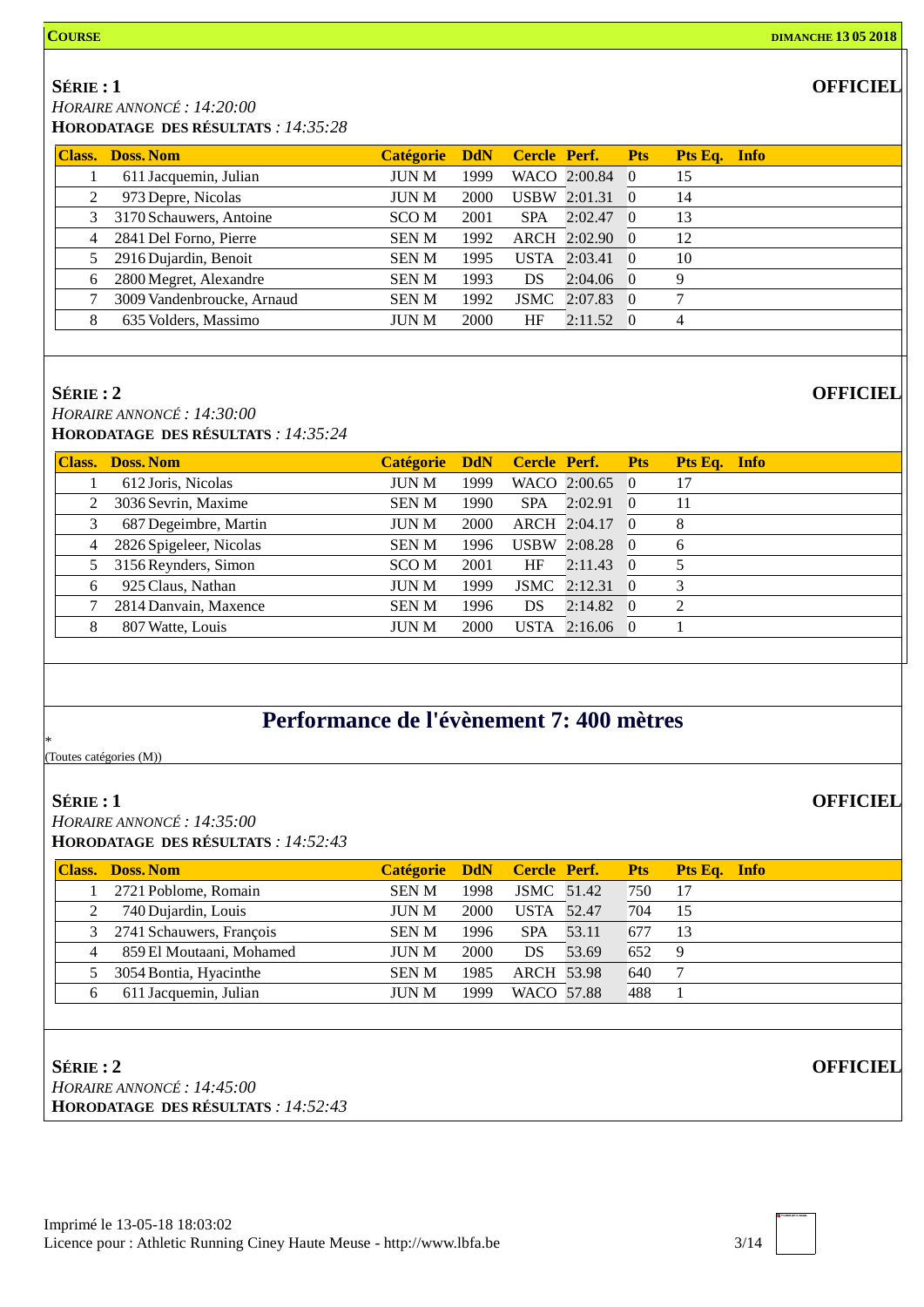**COURSE** **DIMANCHE 13 05 2018**

**SÉRIE : 1** **OFFICIEL**

*HORAIRE ANNONCÉ : 14:20:00*

**HORODATAGE DES RÉSULTATS** *: 14:35:28*

| Class. | Doss. | Nom | Catégorie | DdN | Cercle | Perf. | Pts | Pts Eq. | Info |
|---|---|---|---|---|---|---|---|---|---|
| 1 | 611 | Jacquemin, Julian | JUN M | 1999 | WACO | 2:00.84 | 0 | 15 | |
| 2 | 973 | Depre, Nicolas | JUN M | 2000 | USBW | 2:01.31 | 0 | 14 | |
| 3 | 3170 | Schauwers, Antoine | SCO M | 2001 | SPA | 2:02.47 | 0 | 13 | |
| 4 | 2841 | Del Forno, Pierre | SEN M | 1992 | ARCH | 2:02.90 | 0 | 12 | |
| 5 | 2916 | Dujardin, Benoit | SEN M | 1995 | USTA | 2:03.41 | 0 | 10 | |
| 6 | 2800 | Megret, Alexandre | SEN M | 1993 | DS | 2:04.06 | 0 | 9 | |
| 7 | 3009 | Vandenbroucke, Arnaud | SEN M | 1992 | JSMC | 2:07.83 | 0 | 7 | |
| 8 | 635 | Volders, Massimo | JUN M | 2000 | HF | 2:11.52 | 0 | 4 | |

**SÉRIE : 2** **OFFICIEL**

*HORAIRE ANNONCÉ : 14:30:00*

**HORODATAGE DES RÉSULTATS** *: 14:35:24*

| Class. | Doss. | Nom | Catégorie | DdN | Cercle | Perf. | Pts | Pts Eq. | Info |
|---|---|---|---|---|---|---|---|---|---|
| 1 | 612 | Joris, Nicolas | JUN M | 1999 | WACO | 2:00.65 | 0 | 17 | |
| 2 | 3036 | Sevrin, Maxime | SEN M | 1990 | SPA | 2:02.91 | 0 | 11 | |
| 3 | 687 | Degeimbre, Martin | JUN M | 2000 | ARCH | 2:04.17 | 0 | 8 | |
| 4 | 2826 | Spigeleer, Nicolas | SEN M | 1996 | USBW | 2:08.28 | 0 | 6 | |
| 5 | 3156 | Reynders, Simon | SCO M | 2001 | HF | 2:11.43 | 0 | 5 | |
| 6 | 925 | Claus, Nathan | JUN M | 1999 | JSMC | 2:12.31 | 0 | 3 | |
| 7 | 2814 | Danvain, Maxence | SEN M | 1996 | DS | 2:14.82 | 0 | 2 | |
| 8 | 807 | Watte, Louis | JUN M | 2000 | USTA | 2:16.06 | 0 | 1 | |

## Performance de l'évènement 7: 400 mètres

*

(Toutes catégories (M))

**SÉRIE : 1** **OFFICIEL**

*HORAIRE ANNONCÉ : 14:35:00*

**HORODATAGE DES RÉSULTATS** *: 14:52:43*

| Class. | Doss. | Nom | Catégorie | DdN | Cercle | Perf. | Pts | Pts Eq. | Info |
|---|---|---|---|---|---|---|---|---|---|
| 1 | 2721 | Poblome, Romain | SEN M | 1998 | JSMC | 51.42 | 750 | 17 | |
| 2 | 740 | Dujardin, Louis | JUN M | 2000 | USTA | 52.47 | 704 | 15 | |
| 3 | 2741 | Schauwers, François | SEN M | 1996 | SPA | 53.11 | 677 | 13 | |
| 4 | 859 | El Moutaani, Mohamed | JUN M | 2000 | DS | 53.69 | 652 | 9 | |
| 5 | 3054 | Bontia, Hyacinthe | SEN M | 1985 | ARCH | 53.98 | 640 | 7 | |
| 6 | 611 | Jacquemin, Julian | JUN M | 1999 | WACO | 57.88 | 488 | 1 | |

**SÉRIE : 2** **OFFICIEL**

*HORAIRE ANNONCÉ : 14:45:00*

**HORODATAGE DES RÉSULTATS** *: 14:52:43*

Imprimé le 13-05-18 18:03:02

Licence pour : Athletic Running Ciney Haute Meuse - http://www.lbfa.be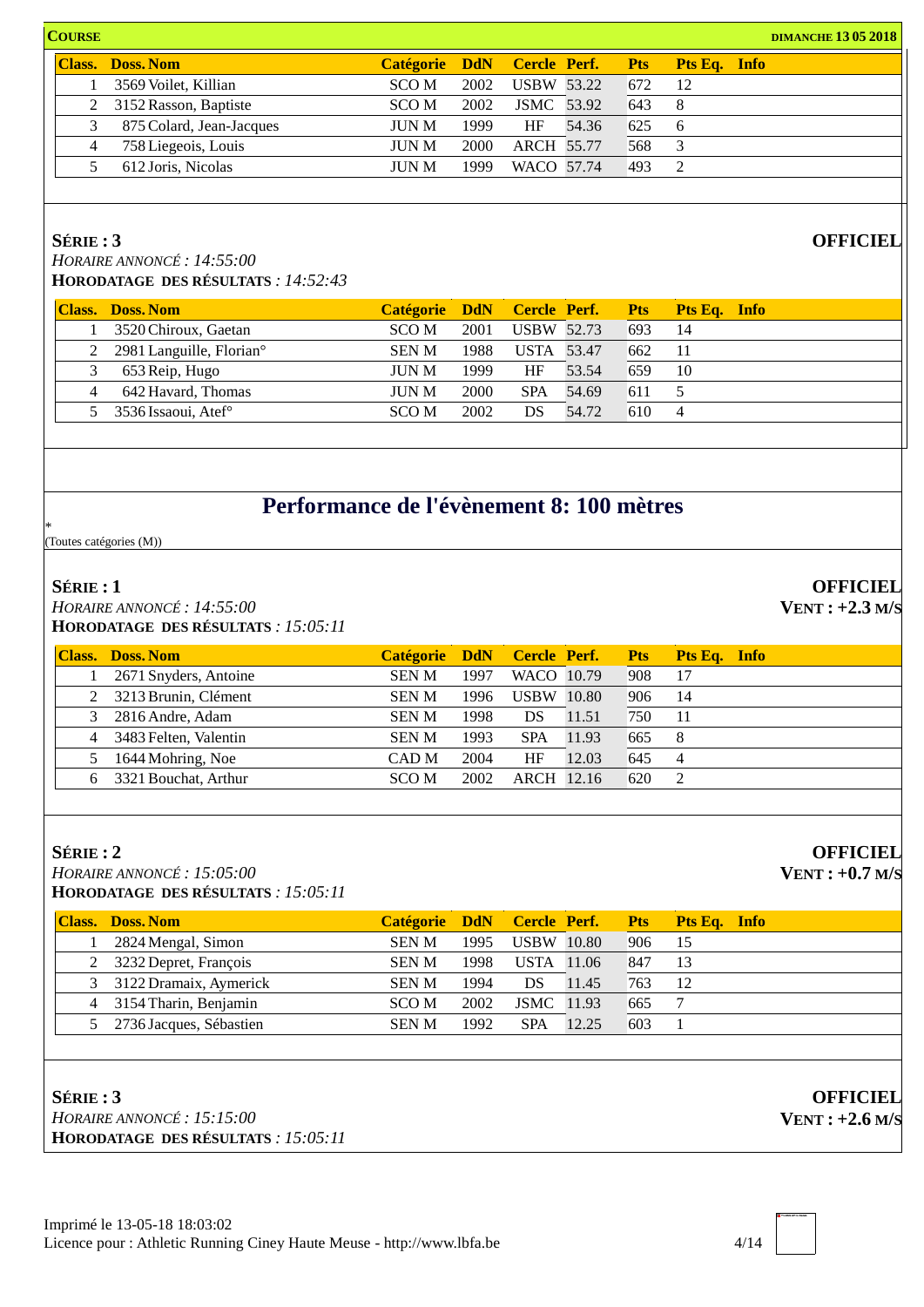**COURSE** **DIMANCHE 13 05 2018**

| Class. | Doss. Nom | Catégorie | DdN | Cercle | Perf. | Pts | Pts Eq. | Info |
|---|---|---|---|---|---|---|---|---|
| 1 | 3569 Voilet, Killian | SCO M | 2002 | USBW | 53.22 | 672 | 12 | |
| 2 | 3152 Rasson, Baptiste | SCO M | 2002 | JSMC | 53.92 | 643 | 8 | |
| 3 | 875 Colard, Jean-Jacques | JUN M | 1999 | HF | 54.36 | 625 | 6 | |
| 4 | 758 Liegeois, Louis | JUN M | 2000 | ARCH | 55.77 | 568 | 3 | |
| 5 | 612 Joris, Nicolas | JUN M | 1999 | WACO | 57.74 | 493 | 2 | |

### SÉRIE : 3

**OFFICIEL**

*HORAIRE ANNONCÉ : 14:55:00*
**HORODATAGE DES RÉSULTATS** *: 14:52:43*

| Class. | Doss. Nom | Catégorie | DdN | Cercle | Perf. | Pts | Pts Eq. | Info |
|---|---|---|---|---|---|---|---|---|
| 1 | 3520 Chiroux, Gaetan | SCO M | 2001 | USBW | 52.73 | 693 | 14 | |
| 2 | 2981 Languille, Florian° | SEN M | 1988 | USTA | 53.47 | 662 | 11 | |
| 3 | 653 Reip, Hugo | JUN M | 1999 | HF | 53.54 | 659 | 10 | |
| 4 | 642 Havard, Thomas | JUN M | 2000 | SPA | 54.69 | 611 | 5 | |
| 5 | 3536 Issaoui, Atef° | SCO M | 2002 | DS | 54.72 | 610 | 4 | |

## Performance de l'évènement 8: 100 mètres

*
(Toutes catégories (M))

### SÉRIE : 1

**OFFICIEL**
**VENT : +2.3 M/S**

*HORAIRE ANNONCÉ : 14:55:00*
**HORODATAGE DES RÉSULTATS** *: 15:05:11*

| Class. | Doss. Nom | Catégorie | DdN | Cercle | Perf. | Pts | Pts Eq. | Info |
|---|---|---|---|---|---|---|---|---|
| 1 | 2671 Snyders, Antoine | SEN M | 1997 | WACO | 10.79 | 908 | 17 | |
| 2 | 3213 Brunin, Clément | SEN M | 1996 | USBW | 10.80 | 906 | 14 | |
| 3 | 2816 Andre, Adam | SEN M | 1998 | DS | 11.51 | 750 | 11 | |
| 4 | 3483 Felten, Valentin | SEN M | 1993 | SPA | 11.93 | 665 | 8 | |
| 5 | 1644 Mohring, Noe | CAD M | 2004 | HF | 12.03 | 645 | 4 | |
| 6 | 3321 Bouchat, Arthur | SCO M | 2002 | ARCH | 12.16 | 620 | 2 | |

### SÉRIE : 2

**OFFICIEL**
**VENT : +0.7 M/S**

*HORAIRE ANNONCÉ : 15:05:00*
**HORODATAGE DES RÉSULTATS** *: 15:05:11*

| Class. | Doss. Nom | Catégorie | DdN | Cercle | Perf. | Pts | Pts Eq. | Info |
|---|---|---|---|---|---|---|---|---|
| 1 | 2824 Mengal, Simon | SEN M | 1995 | USBW | 10.80 | 906 | 15 | |
| 2 | 3232 Depret, François | SEN M | 1998 | USTA | 11.06 | 847 | 13 | |
| 3 | 3122 Dramaix, Aymerick | SEN M | 1994 | DS | 11.45 | 763 | 12 | |
| 4 | 3154 Tharin, Benjamin | SCO M | 2002 | JSMC | 11.93 | 665 | 7 | |
| 5 | 2736 Jacques, Sébastien | SEN M | 1992 | SPA | 12.25 | 603 | 1 | |

### SÉRIE : 3

**OFFICIEL**
**VENT : +2.6 M/S**

*HORAIRE ANNONCÉ : 15:15:00*
**HORODATAGE DES RÉSULTATS** *: 15:05:11*

Imprimé le 13-05-18 18:03:02
Licence pour : Athletic Running Ciney Haute Meuse - http://www.lbfa.be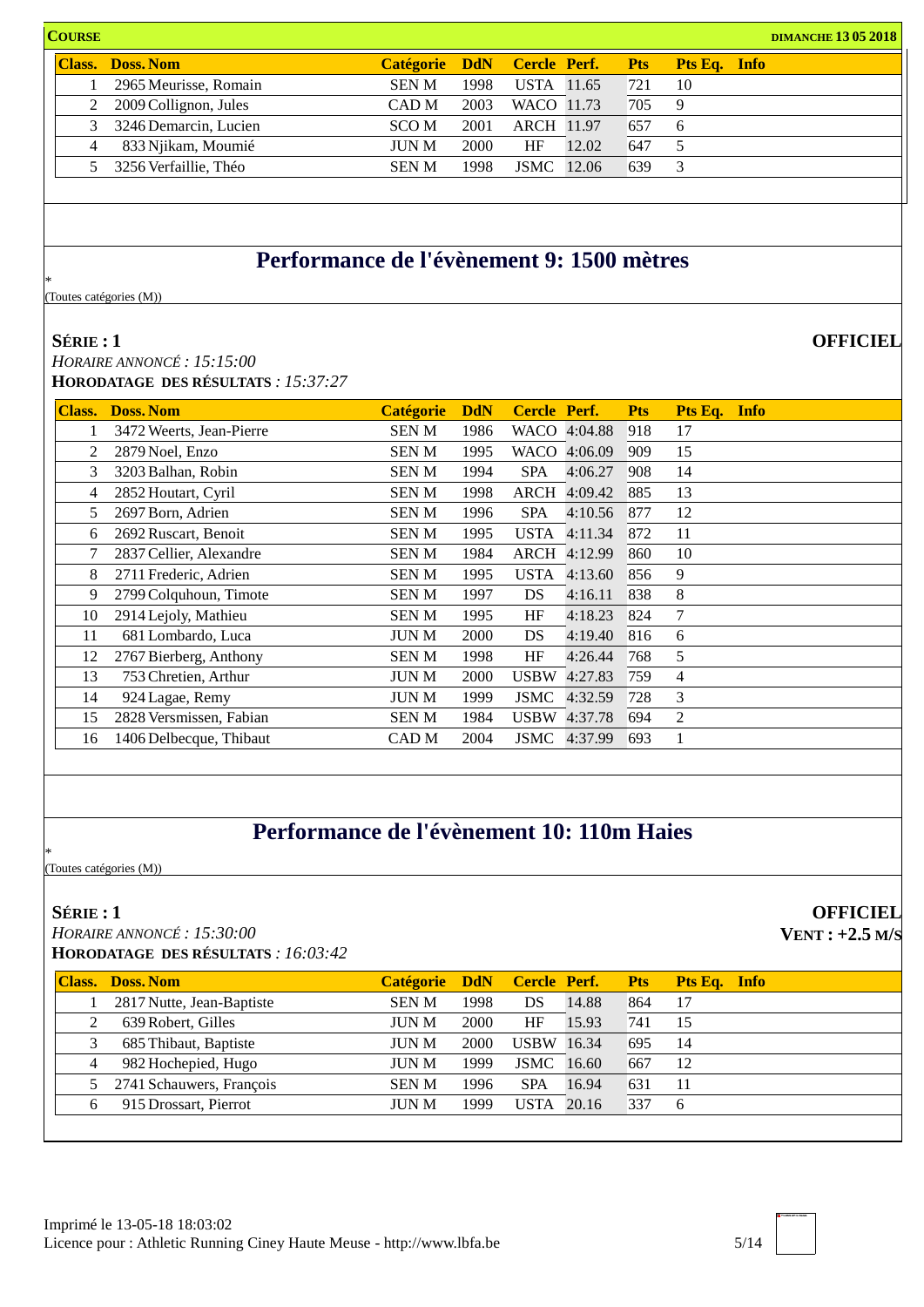**COURSE** — DIMANCHE 13 05 2018

| Class. | Doss. | Nom | Catégorie | DdN | Cercle | Perf. | Pts | Pts Eq. | Info |
|---|---|---|---|---|---|---|---|---|---|
| 1 | 2965 | Meurisse, Romain | SEN M | 1998 | USTA | 11.65 | 721 | 10 | |
| 2 | 2009 | Collignon, Jules | CAD M | 2003 | WACO | 11.73 | 705 | 9 | |
| 3 | 3246 | Demarcin, Lucien | SCO M | 2001 | ARCH | 11.97 | 657 | 6 | |
| 4 | 833 | Njikam, Moumié | JUN M | 2000 | HF | 12.02 | 647 | 5 | |
| 5 | 3256 | Verfaillie, Théo | SEN M | 1998 | JSMC | 12.06 | 639 | 3 | |

## Performance de l'évènement 9: 1500 mètres

*
(Toutes catégories (M))

**SÉRIE : 1** — **OFFICIEL**

*HORAIRE ANNONCÉ : 15:15:00*

**HORODATAGE DES RÉSULTATS** : *15:37:27*

| Class. | Doss. | Nom | Catégorie | DdN | Cercle | Perf. | Pts | Pts Eq. | Info |
|---|---|---|---|---|---|---|---|---|---|
| 1 | 3472 | Weerts, Jean-Pierre | SEN M | 1986 | WACO | 4:04.88 | 918 | 17 | |
| 2 | 2879 | Noel, Enzo | SEN M | 1995 | WACO | 4:06.09 | 909 | 15 | |
| 3 | 3203 | Balhan, Robin | SEN M | 1994 | SPA | 4:06.27 | 908 | 14 | |
| 4 | 2852 | Houtart, Cyril | SEN M | 1998 | ARCH | 4:09.42 | 885 | 13 | |
| 5 | 2697 | Born, Adrien | SEN M | 1996 | SPA | 4:10.56 | 877 | 12 | |
| 6 | 2692 | Ruscart, Benoit | SEN M | 1995 | USTA | 4:11.34 | 872 | 11 | |
| 7 | 2837 | Cellier, Alexandre | SEN M | 1984 | ARCH | 4:12.99 | 860 | 10 | |
| 8 | 2711 | Frederic, Adrien | SEN M | 1995 | USTA | 4:13.60 | 856 | 9 | |
| 9 | 2799 | Colquhoun, Timote | SEN M | 1997 | DS | 4:16.11 | 838 | 8 | |
| 10 | 2914 | Lejoly, Mathieu | SEN M | 1995 | HF | 4:18.23 | 824 | 7 | |
| 11 | 681 | Lombardo, Luca | JUN M | 2000 | DS | 4:19.40 | 816 | 6 | |
| 12 | 2767 | Bierberg, Anthony | SEN M | 1998 | HF | 4:26.44 | 768 | 5 | |
| 13 | 753 | Chretien, Arthur | JUN M | 2000 | USBW | 4:27.83 | 759 | 4 | |
| 14 | 924 | Lagae, Remy | JUN M | 1999 | JSMC | 4:32.59 | 728 | 3 | |
| 15 | 2828 | Versmissen, Fabian | SEN M | 1984 | USBW | 4:37.78 | 694 | 2 | |
| 16 | 1406 | Delbecque, Thibaut | CAD M | 2004 | JSMC | 4:37.99 | 693 | 1 | |

## Performance de l'évènement 10: 110m Haies

*
(Toutes catégories (M))

**SÉRIE : 1** — **OFFICIEL**

**VENT : +2.5 M/S**

*HORAIRE ANNONCÉ : 15:30:00*

**HORODATAGE DES RÉSULTATS** : *16:03:42*

| Class. | Doss. | Nom | Catégorie | DdN | Cercle | Perf. | Pts | Pts Eq. | Info |
|---|---|---|---|---|---|---|---|---|---|
| 1 | 2817 | Nutte, Jean-Baptiste | SEN M | 1998 | DS | 14.88 | 864 | 17 | |
| 2 | 639 | Robert, Gilles | JUN M | 2000 | HF | 15.93 | 741 | 15 | |
| 3 | 685 | Thibaut, Baptiste | JUN M | 2000 | USBW | 16.34 | 695 | 14 | |
| 4 | 982 | Hochepied, Hugo | JUN M | 1999 | JSMC | 16.60 | 667 | 12 | |
| 5 | 2741 | Schauwers, François | SEN M | 1996 | SPA | 16.94 | 631 | 11 | |
| 6 | 915 | Drossart, Pierrot | JUN M | 1999 | USTA | 20.16 | 337 | 6 | |

Imprimé le 13-05-18 18:03:02
Licence pour : Athletic Running Ciney Haute Meuse - http://www.lbfa.be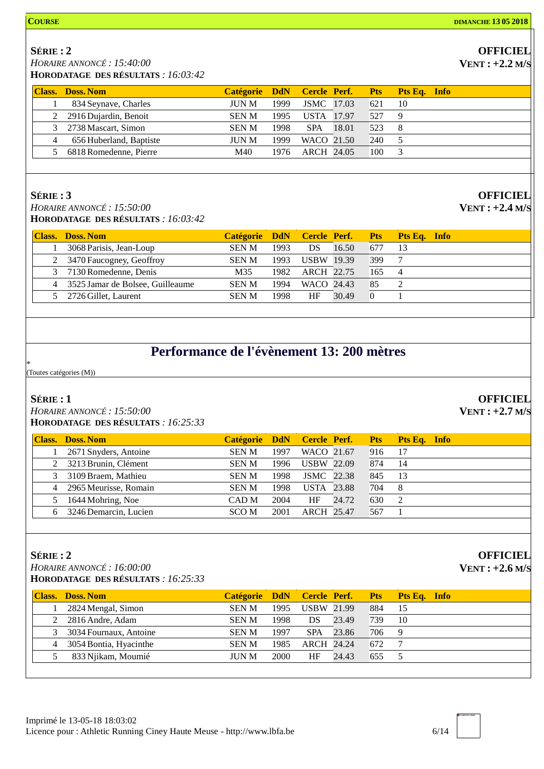**COURSE** **DIMANCHE 13 05 2018**

### SÉRIE : 2

**OFFICIEL**
**VENT : +2.2 M/S**

*HORAIRE ANNONCÉ : 15:40:00*
**HORODATAGE DES RÉSULTATS** *: 16:03:42*

| Class. | Doss. | Nom | Catégorie | DdN | Cercle | Perf. | Pts | Pts Eq. | Info |
|---|---|---|---|---|---|---|---|---|---|
| 1 | 834 | Seynave, Charles | JUN M | 1999 | JSMC | 17.03 | 621 | 10 | |
| 2 | 2916 | Dujardin, Benoit | SEN M | 1995 | USTA | 17.97 | 527 | 9 | |
| 3 | 2738 | Mascart, Simon | SEN M | 1998 | SPA | 18.01 | 523 | 8 | |
| 4 | 656 | Huberland, Baptiste | JUN M | 1999 | WACO | 21.50 | 240 | 5 | |
| 5 | 6818 | Romedenne, Pierre | M40 | 1976 | ARCH | 24.05 | 100 | 3 | |

### SÉRIE : 3

**OFFICIEL**
**VENT : +2.4 M/S**

*HORAIRE ANNONCÉ : 15:50:00*
**HORODATAGE DES RÉSULTATS** *: 16:03:42*

| Class. | Doss. | Nom | Catégorie | DdN | Cercle | Perf. | Pts | Pts Eq. | Info |
|---|---|---|---|---|---|---|---|---|---|
| 1 | 3068 | Parisis, Jean-Loup | SEN M | 1993 | DS | 16.50 | 677 | 13 | |
| 2 | 3470 | Faucogney, Geoffroy | SEN M | 1993 | USBW | 19.39 | 399 | 7 | |
| 3 | 7130 | Romedenne, Denis | M35 | 1982 | ARCH | 22.75 | 165 | 4 | |
| 4 | 3525 | Jamar de Bolsee, Guilleaume | SEN M | 1994 | WACO | 24.43 | 85 | 2 | |
| 5 | 2726 | Gillet, Laurent | SEN M | 1998 | HF | 30.49 | 0 | 1 | |

## Performance de l'évènement 13: 200 mètres

*
(Toutes catégories (M))

### SÉRIE : 1

**OFFICIEL**
**VENT : +2.7 M/S**

*HORAIRE ANNONCÉ : 15:50:00*
**HORODATAGE DES RÉSULTATS** *: 16:25:33*

| Class. | Doss. | Nom | Catégorie | DdN | Cercle | Perf. | Pts | Pts Eq. | Info |
|---|---|---|---|---|---|---|---|---|---|
| 1 | 2671 | Snyders, Antoine | SEN M | 1997 | WACO | 21.67 | 916 | 17 | |
| 2 | 3213 | Brunin, Clément | SEN M | 1996 | USBW | 22.09 | 874 | 14 | |
| 3 | 3109 | Braem, Mathieu | SEN M | 1998 | JSMC | 22.38 | 845 | 13 | |
| 4 | 2965 | Meurisse, Romain | SEN M | 1998 | USTA | 23.88 | 704 | 8 | |
| 5 | 1644 | Mohring, Noe | CAD M | 2004 | HF | 24.72 | 630 | 2 | |
| 6 | 3246 | Demarcin, Lucien | SCO M | 2001 | ARCH | 25.47 | 567 | 1 | |

### SÉRIE : 2

**OFFICIEL**
**VENT : +2.6 M/S**

*HORAIRE ANNONCÉ : 16:00:00*
**HORODATAGE DES RÉSULTATS** *: 16:25:33*

| Class. | Doss. | Nom | Catégorie | DdN | Cercle | Perf. | Pts | Pts Eq. | Info |
|---|---|---|---|---|---|---|---|---|---|
| 1 | 2824 | Mengal, Simon | SEN M | 1995 | USBW | 21.99 | 884 | 15 | |
| 2 | 2816 | Andre, Adam | SEN M | 1998 | DS | 23.49 | 739 | 10 | |
| 3 | 3034 | Fournaux, Antoine | SEN M | 1997 | SPA | 23.86 | 706 | 9 | |
| 4 | 3054 | Bontia, Hyacinthe | SEN M | 1985 | ARCH | 24.24 | 672 | 7 | |
| 5 | 833 | Njikam, Moumié | JUN M | 2000 | HF | 24.43 | 655 | 5 | |

Imprimé le 13-05-18 18:03:02
Licence pour : Athletic Running Ciney Haute Meuse - http://www.lbfa.be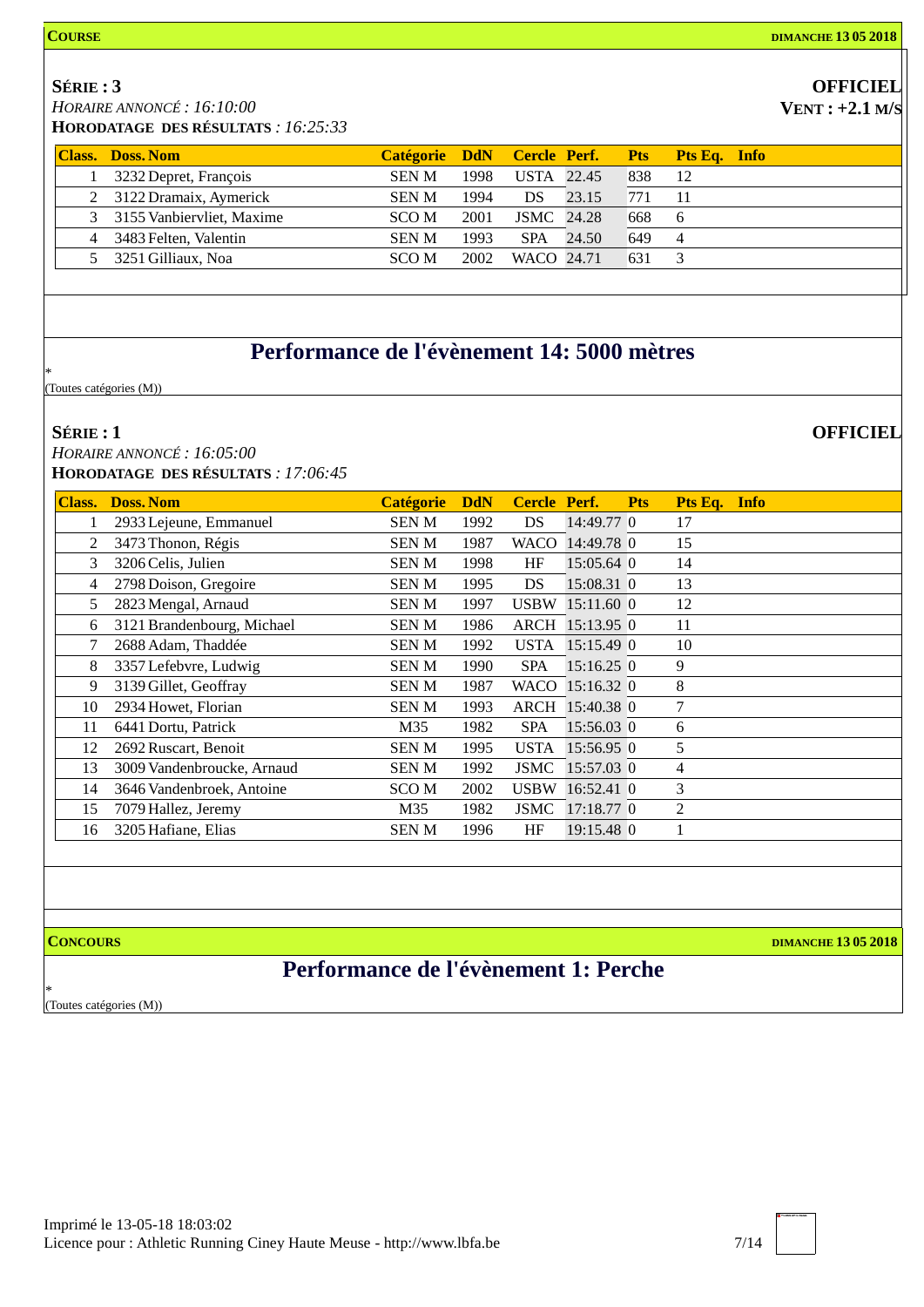**COURSE** **DIMANCHE 13 05 2018**

**SÉRIE : 3** **OFFICIEL**

*HORAIRE ANNONCÉ : 16:10:00* **VENT : +2.1 M/S**

**HORODATAGE DES RÉSULTATS** *: 16:25:33*

| Class. | Doss. Nom | Catégorie | DdN | Cercle | Perf. | Pts | Pts Eq. | Info |
|---|---|---|---|---|---|---|---|---|
| 1 | 3232 Depret, François | SEN M | 1998 | USTA | 22.45 | 838 | 12 | |
| 2 | 3122 Dramaix, Aymerick | SEN M | 1994 | DS | 23.15 | 771 | 11 | |
| 3 | 3155 Vanbiervliet, Maxime | SCO M | 2001 | JSMC | 24.28 | 668 | 6 | |
| 4 | 3483 Felten, Valentin | SEN M | 1993 | SPA | 24.50 | 649 | 4 | |
| 5 | 3251 Gilliaux, Noa | SCO M | 2002 | WACO | 24.71 | 631 | 3 | |

## Performance de l'évènement 14: 5000 mètres

*

(Toutes catégories (M))

**SÉRIE : 1** **OFFICIEL**

*HORAIRE ANNONCÉ : 16:05:00*

**HORODATAGE DES RÉSULTATS** *: 17:06:45*

| Class. | Doss. Nom | Catégorie | DdN | Cercle | Perf. | Pts | Pts Eq. | Info |
|---|---|---|---|---|---|---|---|---|
| 1 | 2933 Lejeune, Emmanuel | SEN M | 1992 | DS | 14:49.77 | 0 | 17 | |
| 2 | 3473 Thonon, Régis | SEN M | 1987 | WACO | 14:49.78 | 0 | 15 | |
| 3 | 3206 Celis, Julien | SEN M | 1998 | HF | 15:05.64 | 0 | 14 | |
| 4 | 2798 Doison, Gregoire | SEN M | 1995 | DS | 15:08.31 | 0 | 13 | |
| 5 | 2823 Mengal, Arnaud | SEN M | 1997 | USBW | 15:11.60 | 0 | 12 | |
| 6 | 3121 Brandenbourg, Michael | SEN M | 1986 | ARCH | 15:13.95 | 0 | 11 | |
| 7 | 2688 Adam, Thaddée | SEN M | 1992 | USTA | 15:15.49 | 0 | 10 | |
| 8 | 3357 Lefebvre, Ludwig | SEN M | 1990 | SPA | 15:16.25 | 0 | 9 | |
| 9 | 3139 Gillet, Geoffray | SEN M | 1987 | WACO | 15:16.32 | 0 | 8 | |
| 10 | 2934 Howet, Florian | SEN M | 1993 | ARCH | 15:40.38 | 0 | 7 | |
| 11 | 6441 Dortu, Patrick | M35 | 1982 | SPA | 15:56.03 | 0 | 6 | |
| 12 | 2692 Ruscart, Benoit | SEN M | 1995 | USTA | 15:56.95 | 0 | 5 | |
| 13 | 3009 Vandenbroucke, Arnaud | SEN M | 1992 | JSMC | 15:57.03 | 0 | 4 | |
| 14 | 3646 Vandenbroek, Antoine | SCO M | 2002 | USBW | 16:52.41 | 0 | 3 | |
| 15 | 7079 Hallez, Jeremy | M35 | 1982 | JSMC | 17:18.77 | 0 | 2 | |
| 16 | 3205 Hafiane, Elias | SEN M | 1996 | HF | 19:15.48 | 0 | 1 | |

**CONCOURS** **DIMANCHE 13 05 2018**

## Performance de l'évènement 1: Perche

*

(Toutes catégories (M))

Imprimé le 13-05-18 18:03:02

Licence pour : Athletic Running Ciney Haute Meuse - http://www.lbfa.be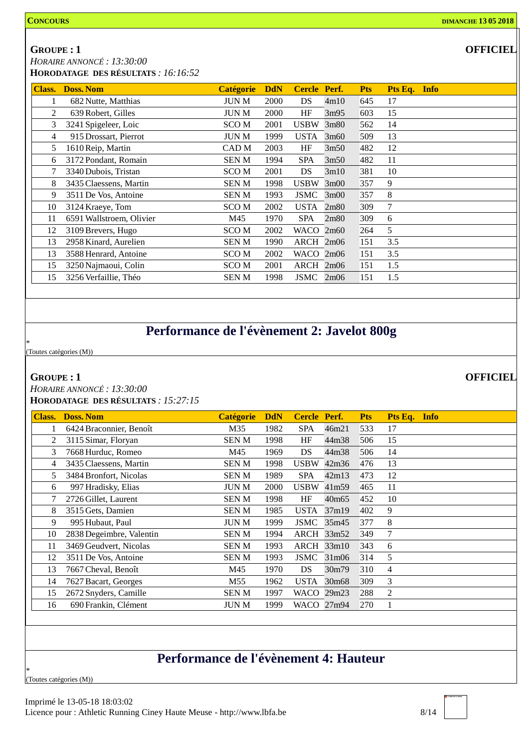**CONCOURS** **DIMANCHE 13 05 2018**

**GROUPE : 1** **OFFICIEL**

*HORAIRE ANNONCÉ : 13:30:00*

**HORODATAGE DES RÉSULTATS** *: 16:16:52*

| Class. | Doss. Nom | Catégorie | DdN | Cercle | Perf. | Pts | Pts Eq. | Info |
|---|---|---|---|---|---|---|---|---|
| 1 | 682 Nutte, Matthias | JUN M | 2000 | DS | 4m10 | 645 | 17 | |
| 2 | 639 Robert, Gilles | JUN M | 2000 | HF | 3m95 | 603 | 15 | |
| 3 | 3241 Spigeleer, Loic | SCO M | 2001 | USBW | 3m80 | 562 | 14 | |
| 4 | 915 Drossart, Pierrot | JUN M | 1999 | USTA | 3m60 | 509 | 13 | |
| 5 | 1610 Reip, Martin | CAD M | 2003 | HF | 3m50 | 482 | 12 | |
| 6 | 3172 Pondant, Romain | SEN M | 1994 | SPA | 3m50 | 482 | 11 | |
| 7 | 3340 Dubois, Tristan | SCO M | 2001 | DS | 3m10 | 381 | 10 | |
| 8 | 3435 Claessens, Martin | SEN M | 1998 | USBW | 3m00 | 357 | 9 | |
| 9 | 3511 De Vos, Antoine | SEN M | 1993 | JSMC | 3m00 | 357 | 8 | |
| 10 | 3124 Kraeye, Tom | SCO M | 2002 | USTA | 2m80 | 309 | 7 | |
| 11 | 6591 Wallstroem, Olivier | M45 | 1970 | SPA | 2m80 | 309 | 6 | |
| 12 | 3109 Brevers, Hugo | SCO M | 2002 | WACO | 2m60 | 264 | 5 | |
| 13 | 2958 Kinard, Aurelien | SEN M | 1990 | ARCH | 2m06 | 151 | 3.5 | |
| 13 | 3588 Henrard, Antoine | SCO M | 2002 | WACO | 2m06 | 151 | 3.5 | |
| 15 | 3250 Najmaoui, Colin | SCO M | 2001 | ARCH | 2m06 | 151 | 1.5 | |
| 15 | 3256 Verfaillie, Théo | SEN M | 1998 | JSMC | 2m06 | 151 | 1.5 | |

## Performance de l'évènement 2: Javelot 800g

*
(Toutes catégories (M))

**GROUPE : 1** **OFFICIEL**

*HORAIRE ANNONCÉ : 13:30:00*

**HORODATAGE DES RÉSULTATS** *: 15:27:15*

| Class. | Doss. Nom | Catégorie | DdN | Cercle | Perf. | Pts | Pts Eq. | Info |
|---|---|---|---|---|---|---|---|---|
| 1 | 6424 Braconnier, Benoît | M35 | 1982 | SPA | 46m21 | 533 | 17 | |
| 2 | 3115 Simar, Floryan | SEN M | 1998 | HF | 44m38 | 506 | 15 | |
| 3 | 7668 Hurduc, Romeo | M45 | 1969 | DS | 44m38 | 506 | 14 | |
| 4 | 3435 Claessens, Martin | SEN M | 1998 | USBW | 42m36 | 476 | 13 | |
| 5 | 3484 Bronfort, Nicolas | SEN M | 1989 | SPA | 42m13 | 473 | 12 | |
| 6 | 997 Hradisky, Elias | JUN M | 2000 | USBW | 41m59 | 465 | 11 | |
| 7 | 2726 Gillet, Laurent | SEN M | 1998 | HF | 40m65 | 452 | 10 | |
| 8 | 3515 Gets, Damien | SEN M | 1985 | USTA | 37m19 | 402 | 9 | |
| 9 | 995 Hubaut, Paul | JUN M | 1999 | JSMC | 35m45 | 377 | 8 | |
| 10 | 2838 Degeimbre, Valentin | SEN M | 1994 | ARCH | 33m52 | 349 | 7 | |
| 11 | 3469 Geudvert, Nicolas | SEN M | 1993 | ARCH | 33m10 | 343 | 6 | |
| 12 | 3511 De Vos, Antoine | SEN M | 1993 | JSMC | 31m06 | 314 | 5 | |
| 13 | 7667 Cheval, Benoît | M45 | 1970 | DS | 30m79 | 310 | 4 | |
| 14 | 7627 Bacart, Georges | M55 | 1962 | USTA | 30m68 | 309 | 3 | |
| 15 | 2672 Snyders, Camille | SEN M | 1997 | WACO | 29m23 | 288 | 2 | |
| 16 | 690 Frankin, Clément | JUN M | 1999 | WACO | 27m94 | 270 | 1 | |

## Performance de l'évènement 4: Hauteur

*
(Toutes catégories (M))

Imprimé le 13-05-18 18:03:02
Licence pour : Athletic Running Ciney Haute Meuse - http://www.lbfa.be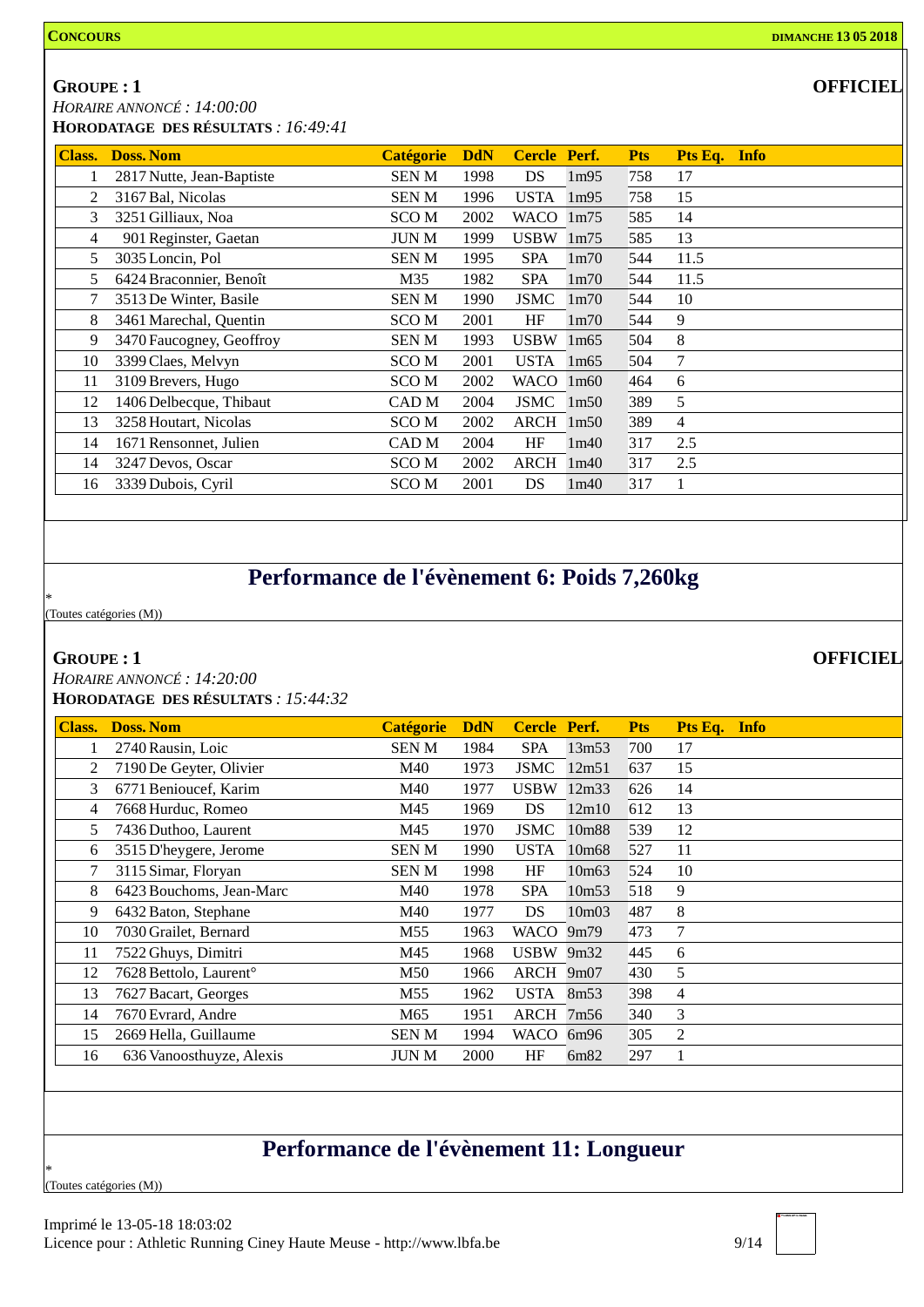**GROUPE : 1** **OFFICIEL**

*HORAIRE ANNONCÉ : 14:00:00*

**HORODATAGE DES RÉSULTATS** *: 16:49:41*

| Class. | Doss. | Nom | Catégorie | DdN | Cercle | Perf. | Pts | Pts Eq. | Info |
|---|---|---|---|---|---|---|---|---|---|
| 1 | 2817 | Nutte, Jean-Baptiste | SEN M | 1998 | DS | 1m95 | 758 | 17 | |
| 2 | 3167 | Bal, Nicolas | SEN M | 1996 | USTA | 1m95 | 758 | 15 | |
| 3 | 3251 | Gilliaux, Noa | SCO M | 2002 | WACO | 1m75 | 585 | 14 | |
| 4 | 901 | Reginster, Gaetan | JUN M | 1999 | USBW | 1m75 | 585 | 13 | |
| 5 | 3035 | Loncin, Pol | SEN M | 1995 | SPA | 1m70 | 544 | 11.5 | |
| 5 | 6424 | Braconnier, Benoît | M35 | 1982 | SPA | 1m70 | 544 | 11.5 | |
| 7 | 3513 | De Winter, Basile | SEN M | 1990 | JSMC | 1m70 | 544 | 10 | |
| 8 | 3461 | Marechal, Quentin | SCO M | 2001 | HF | 1m70 | 544 | 9 | |
| 9 | 3470 | Faucogney, Geoffroy | SEN M | 1993 | USBW | 1m65 | 504 | 8 | |
| 10 | 3399 | Claes, Melvyn | SCO M | 2001 | USTA | 1m65 | 504 | 7 | |
| 11 | 3109 | Brevers, Hugo | SCO M | 2002 | WACO | 1m60 | 464 | 6 | |
| 12 | 1406 | Delbecque, Thibaut | CAD M | 2004 | JSMC | 1m50 | 389 | 5 | |
| 13 | 3258 | Houtart, Nicolas | SCO M | 2002 | ARCH | 1m50 | 389 | 4 | |
| 14 | 1671 | Rensonnet, Julien | CAD M | 2004 | HF | 1m40 | 317 | 2.5 | |
| 14 | 3247 | Devos, Oscar | SCO M | 2002 | ARCH | 1m40 | 317 | 2.5 | |
| 16 | 3339 | Dubois, Cyril | SCO M | 2001 | DS | 1m40 | 317 | 1 | |

## Performance de l'évènement 6: Poids 7,260kg

*
(Toutes catégories (M))

**GROUPE : 1** **OFFICIEL**

*HORAIRE ANNONCÉ : 14:20:00*

**HORODATAGE DES RÉSULTATS** *: 15:44:32*

| Class. | Doss. | Nom | Catégorie | DdN | Cercle | Perf. | Pts | Pts Eq. | Info |
|---|---|---|---|---|---|---|---|---|---|
| 1 | 2740 | Rausin, Loic | SEN M | 1984 | SPA | 13m53 | 700 | 17 | |
| 2 | 7190 | De Geyter, Olivier | M40 | 1973 | JSMC | 12m51 | 637 | 15 | |
| 3 | 6771 | Benioucef, Karim | M40 | 1977 | USBW | 12m33 | 626 | 14 | |
| 4 | 7668 | Hurduc, Romeo | M45 | 1969 | DS | 12m10 | 612 | 13 | |
| 5 | 7436 | Duthoo, Laurent | M45 | 1970 | JSMC | 10m88 | 539 | 12 | |
| 6 | 3515 | D'heygere, Jerome | SEN M | 1990 | USTA | 10m68 | 527 | 11 | |
| 7 | 3115 | Simar, Floryan | SEN M | 1998 | HF | 10m63 | 524 | 10 | |
| 8 | 6423 | Bouchoms, Jean-Marc | M40 | 1978 | SPA | 10m53 | 518 | 9 | |
| 9 | 6432 | Baton, Stephane | M40 | 1977 | DS | 10m03 | 487 | 8 | |
| 10 | 7030 | Grailet, Bernard | M55 | 1963 | WACO | 9m79 | 473 | 7 | |
| 11 | 7522 | Ghuys, Dimitri | M45 | 1968 | USBW | 9m32 | 445 | 6 | |
| 12 | 7628 | Bettolo, Laurent° | M50 | 1966 | ARCH | 9m07 | 430 | 5 | |
| 13 | 7627 | Bacart, Georges | M55 | 1962 | USTA | 8m53 | 398 | 4 | |
| 14 | 7670 | Evrard, Andre | M65 | 1951 | ARCH | 7m56 | 340 | 3 | |
| 15 | 2669 | Hella, Guillaume | SEN M | 1994 | WACO | 6m96 | 305 | 2 | |
| 16 | 636 | Vanoosthuyze, Alexis | JUN M | 2000 | HF | 6m82 | 297 | 1 | |

## Performance de l'évènement 11: Longueur

*
(Toutes catégories (M))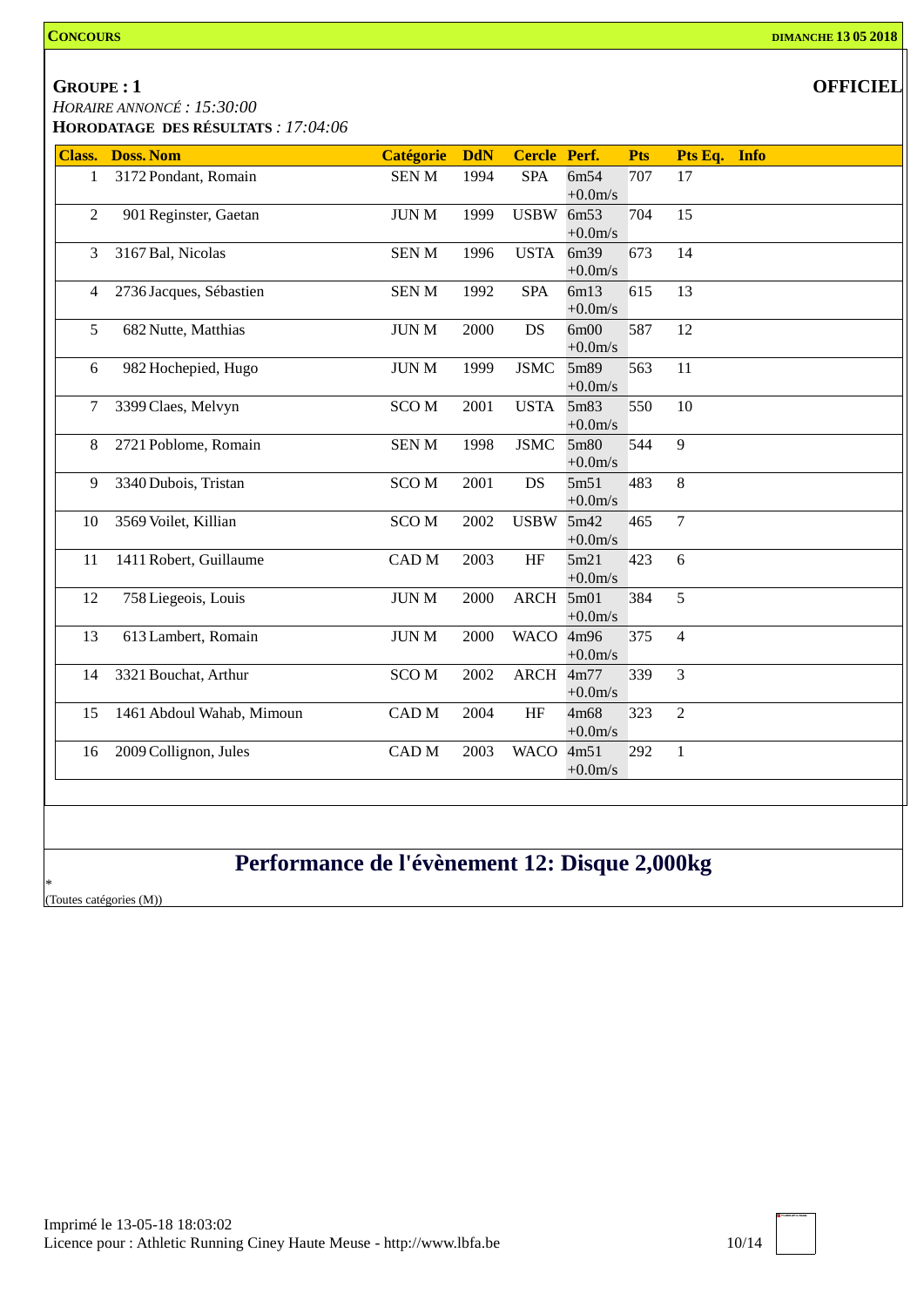**CONCOURS** **DIMANCHE 13 05 2018**

**GROUPE : 1** **OFFICIEL**

*HORAIRE ANNONCÉ : 15:30:00*

**HORODATAGE DES RÉSULTATS** *: 17:04:06*

| Class. | Doss. | Nom | Catégorie | DdN | Cercle | Perf. | Pts | Pts Eq. | Info |
|---|---|---|---|---|---|---|---|---|---|
| 1 | 3172 | Pondant, Romain | SEN M | 1994 | SPA | 6m54 +0.0m/s | 707 | 17 | |
| 2 | 901 | Reginster, Gaetan | JUN M | 1999 | USBW | 6m53 +0.0m/s | 704 | 15 | |
| 3 | 3167 | Bal, Nicolas | SEN M | 1996 | USTA | 6m39 +0.0m/s | 673 | 14 | |
| 4 | 2736 | Jacques, Sébastien | SEN M | 1992 | SPA | 6m13 +0.0m/s | 615 | 13 | |
| 5 | 682 | Nutte, Matthias | JUN M | 2000 | DS | 6m00 +0.0m/s | 587 | 12 | |
| 6 | 982 | Hochepied, Hugo | JUN M | 1999 | JSMC | 5m89 +0.0m/s | 563 | 11 | |
| 7 | 3399 | Claes, Melvyn | SCO M | 2001 | USTA | 5m83 +0.0m/s | 550 | 10 | |
| 8 | 2721 | Poblome, Romain | SEN M | 1998 | JSMC | 5m80 +0.0m/s | 544 | 9 | |
| 9 | 3340 | Dubois, Tristan | SCO M | 2001 | DS | 5m51 +0.0m/s | 483 | 8 | |
| 10 | 3569 | Voilet, Killian | SCO M | 2002 | USBW | 5m42 +0.0m/s | 465 | 7 | |
| 11 | 1411 | Robert, Guillaume | CAD M | 2003 | HF | 5m21 +0.0m/s | 423 | 6 | |
| 12 | 758 | Liegeois, Louis | JUN M | 2000 | ARCH | 5m01 +0.0m/s | 384 | 5 | |
| 13 | 613 | Lambert, Romain | JUN M | 2000 | WACO | 4m96 +0.0m/s | 375 | 4 | |
| 14 | 3321 | Bouchat, Arthur | SCO M | 2002 | ARCH | 4m77 +0.0m/s | 339 | 3 | |
| 15 | 1461 | Abdoul Wahab, Mimoun | CAD M | 2004 | HF | 4m68 +0.0m/s | 323 | 2 | |
| 16 | 2009 | Collignon, Jules | CAD M | 2003 | WACO | 4m51 +0.0m/s | 292 | 1 | |

## Performance de l'évènement 12: Disque 2,000kg

*

(Toutes catégories (M))

Imprimé le 13-05-18 18:03:02

Licence pour : Athletic Running Ciney Haute Meuse - http://www.lbfa.be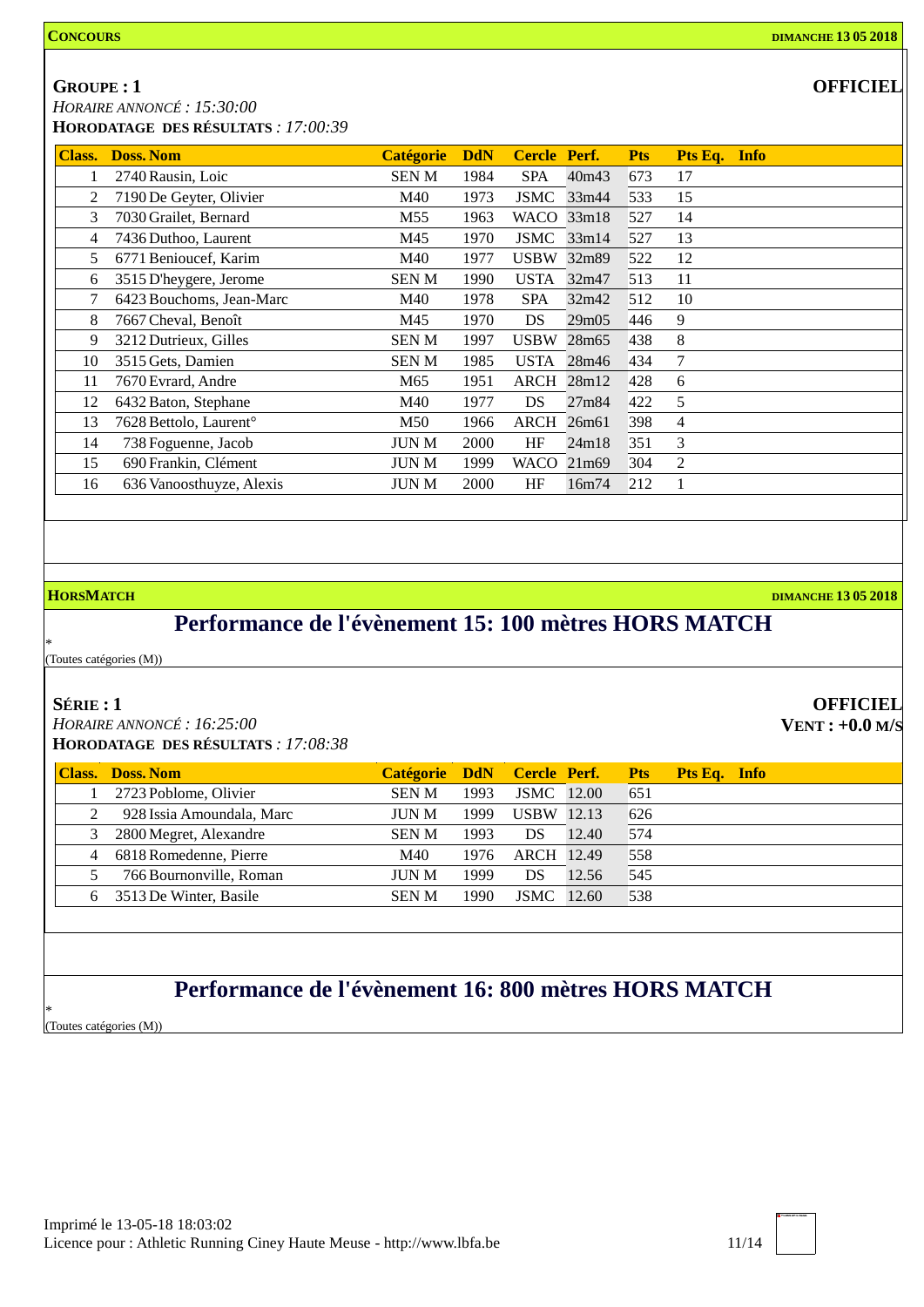**CONCOURS** — **DIMANCHE 13 05 2018**

## GROUPE : 1

**OFFICIEL**

*HORAIRE ANNONCÉ : 15:30:00*

**HORODATAGE DES RÉSULTATS** : *17:00:39*

| Class. | Doss. | Nom | Catégorie | DdN | Cercle | Perf. | Pts | Pts Eq. | Info |
|---|---|---|---|---|---|---|---|---|---|
| 1 | 2740 | Rausin, Loic | SEN M | 1984 | SPA | 40m43 | 673 | 17 | |
| 2 | 7190 | De Geyter, Olivier | M40 | 1973 | JSMC | 33m44 | 533 | 15 | |
| 3 | 7030 | Grailet, Bernard | M55 | 1963 | WACO | 33m18 | 527 | 14 | |
| 4 | 7436 | Duthoo, Laurent | M45 | 1970 | JSMC | 33m14 | 527 | 13 | |
| 5 | 6771 | Benioucef, Karim | M40 | 1977 | USBW | 32m89 | 522 | 12 | |
| 6 | 3515 | D'heygere, Jerome | SEN M | 1990 | USTA | 32m47 | 513 | 11 | |
| 7 | 6423 | Bouchoms, Jean-Marc | M40 | 1978 | SPA | 32m42 | 512 | 10 | |
| 8 | 7667 | Cheval, Benoît | M45 | 1970 | DS | 29m05 | 446 | 9 | |
| 9 | 3212 | Dutrieux, Gilles | SEN M | 1997 | USBW | 28m65 | 438 | 8 | |
| 10 | 3515 | Gets, Damien | SEN M | 1985 | USTA | 28m46 | 434 | 7 | |
| 11 | 7670 | Evrard, Andre | M65 | 1951 | ARCH | 28m12 | 428 | 6 | |
| 12 | 6432 | Baton, Stephane | M40 | 1977 | DS | 27m84 | 422 | 5 | |
| 13 | 7628 | Bettolo, Laurent° | M50 | 1966 | ARCH | 26m61 | 398 | 4 | |
| 14 | 738 | Foguenne, Jacob | JUN M | 2000 | HF | 24m18 | 351 | 3 | |
| 15 | 690 | Frankin, Clément | JUN M | 1999 | WACO | 21m69 | 304 | 2 | |
| 16 | 636 | Vanoosthuyze, Alexis | JUN M | 2000 | HF | 16m74 | 212 | 1 | |

**HORSMATCH** — **DIMANCHE 13 05 2018**

# Performance de l'évènement 15: 100 mètres HORS MATCH

*

(Toutes catégories (M))

## SÉRIE : 1

**OFFICIEL**

**VENT : +0.0 M/S**

*HORAIRE ANNONCÉ : 16:25:00*

**HORODATAGE DES RÉSULTATS** : *17:08:38*

| Class. | Doss. | Nom | Catégorie | DdN | Cercle | Perf. | Pts | Pts Eq. | Info |
|---|---|---|---|---|---|---|---|---|---|
| 1 | 2723 | Poblome, Olivier | SEN M | 1993 | JSMC | 12.00 | 651 | | |
| 2 | 928 | Issia Amoundala, Marc | JUN M | 1999 | USBW | 12.13 | 626 | | |
| 3 | 2800 | Megret, Alexandre | SEN M | 1993 | DS | 12.40 | 574 | | |
| 4 | 6818 | Romedenne, Pierre | M40 | 1976 | ARCH | 12.49 | 558 | | |
| 5 | 766 | Bournonville, Roman | JUN M | 1999 | DS | 12.56 | 545 | | |
| 6 | 3513 | De Winter, Basile | SEN M | 1990 | JSMC | 12.60 | 538 | | |

# Performance de l'évènement 16: 800 mètres HORS MATCH

*

(Toutes catégories (M))

Imprimé le 13-05-18 18:03:02

Licence pour : Athletic Running Ciney Haute Meuse - http://www.lbfa.be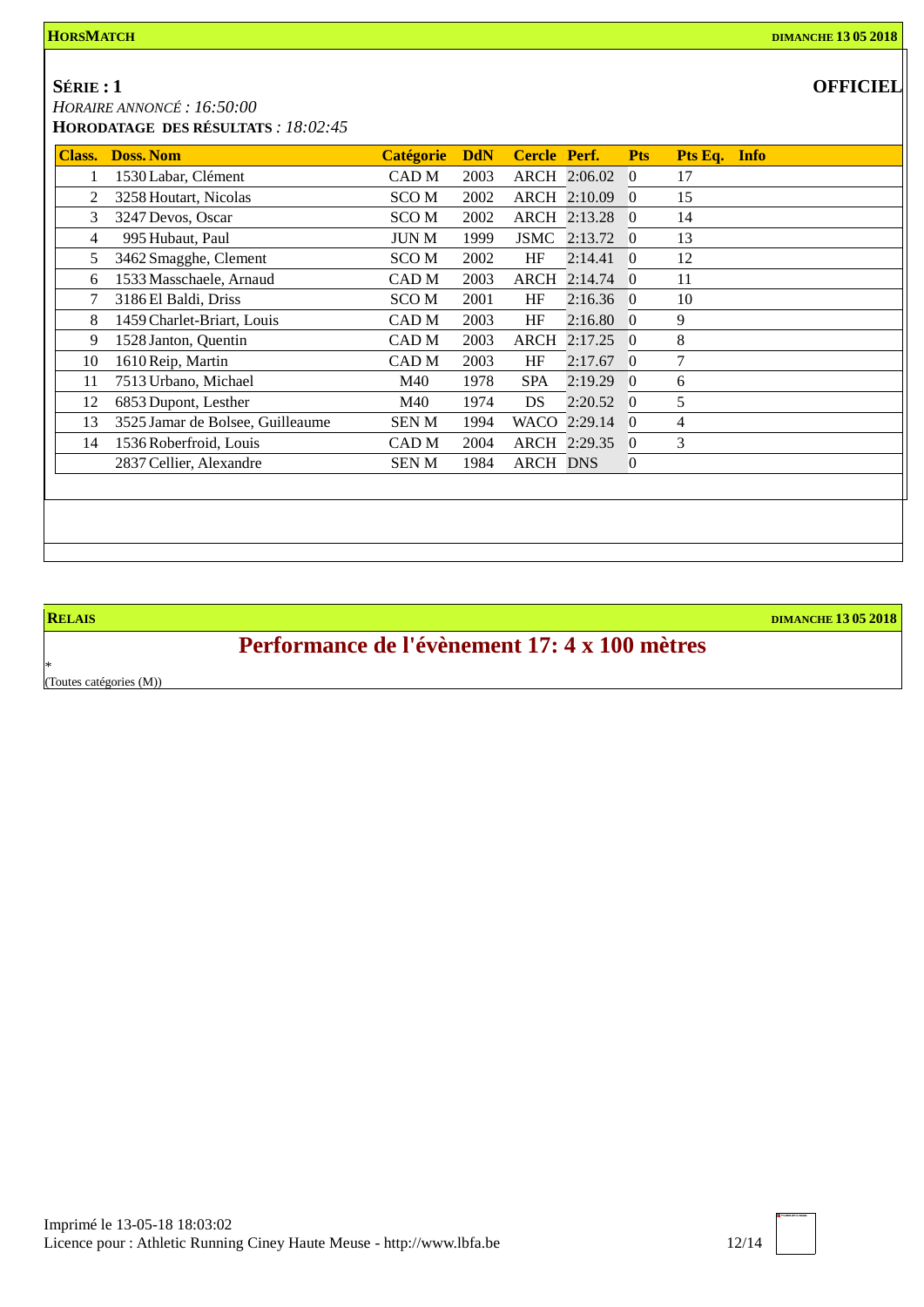**HORSMATCH** **DIMANCHE 13 05 2018**

## SÉRIE : 1

**OFFICIEL**

*HORAIRE ANNONCÉ : 16:50:00*

**HORODATAGE DES RÉSULTATS** *: 18:02:45*

| Class. | Doss. | Nom | Catégorie | DdN | Cercle | Perf. | Pts | Pts Eq. | Info |
|---|---|---|---|---|---|---|---|---|---|
| 1 | 1530 | Labar, Clément | CAD M | 2003 | ARCH | 2:06.02 | 0 | 17 | |
| 2 | 3258 | Houtart, Nicolas | SCO M | 2002 | ARCH | 2:10.09 | 0 | 15 | |
| 3 | 3247 | Devos, Oscar | SCO M | 2002 | ARCH | 2:13.28 | 0 | 14 | |
| 4 | 995 | Hubaut, Paul | JUN M | 1999 | JSMC | 2:13.72 | 0 | 13 | |
| 5 | 3462 | Smagghe, Clement | SCO M | 2002 | HF | 2:14.41 | 0 | 12 | |
| 6 | 1533 | Masschaele, Arnaud | CAD M | 2003 | ARCH | 2:14.74 | 0 | 11 | |
| 7 | 3186 | El Baldi, Driss | SCO M | 2001 | HF | 2:16.36 | 0 | 10 | |
| 8 | 1459 | Charlet-Briart, Louis | CAD M | 2003 | HF | 2:16.80 | 0 | 9 | |
| 9 | 1528 | Janton, Quentin | CAD M | 2003 | ARCH | 2:17.25 | 0 | 8 | |
| 10 | 1610 | Reip, Martin | CAD M | 2003 | HF | 2:17.67 | 0 | 7 | |
| 11 | 7513 | Urbano, Michael | M40 | 1978 | SPA | 2:19.29 | 0 | 6 | |
| 12 | 6853 | Dupont, Lesther | M40 | 1974 | DS | 2:20.52 | 0 | 5 | |
| 13 | 3525 | Jamar de Bolsee, Guilleaume | SEN M | 1994 | WACO | 2:29.14 | 0 | 4 | |
| 14 | 1536 | Roberfroid, Louis | CAD M | 2004 | ARCH | 2:29.35 | 0 | 3 | |
| | 2837 | Cellier, Alexandre | SEN M | 1984 | ARCH | DNS | 0 | | |

**RELAIS** **DIMANCHE 13 05 2018**

## Performance de l'évènement 17: 4 x 100 mètres

*

(Toutes catégories (M))

Imprimé le 13-05-18 18:03:02

Licence pour : Athletic Running Ciney Haute Meuse - http://www.lbfa.be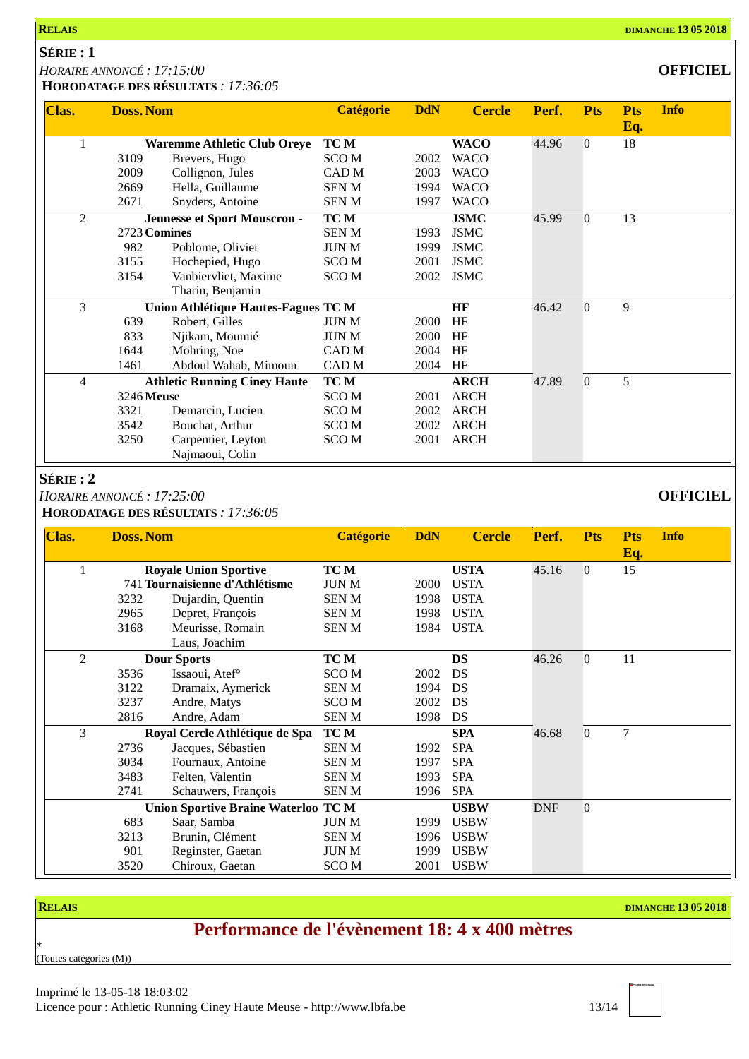**RELAIS** **DIMANCHE 13 05 2018**

## SÉRIE : 1

*HORAIRE ANNONCÉ : 17:15:00*

**OFFICIEL**

**HORODATAGE DES RÉSULTATS** : *17:36:05*

| Clas. | Doss. | Nom | Catégorie | DdN | Cercle | Perf. | Pts | Pts Eq. | Info |
|---|---|---|---|---|---|---|---|---|---|
| 1 | | **Waremme Athletic Club Oreye** | **TC M** | | **WACO** | 44.96 | 0 | 18 | |
| | 3109 | Brevers, Hugo | SCO M | 2002 | WACO | | | | |
| | 2009 | Collignon, Jules | CAD M | 2003 | WACO | | | | |
| | 2669 | Hella, Guillaume | SEN M | 1994 | WACO | | | | |
| | 2671 | Snyders, Antoine | SEN M | 1997 | WACO | | | | |
| 2 | | **Jeunesse et Sport Mouscron - Comines** | **TC M** | | **JSMC** | 45.99 | 0 | 13 | |
| | 2723 | Poblome, Olivier | SEN M | 1993 | JSMC | | | | |
| | 982 | Hochepied, Hugo | JUN M | 1999 | JSMC | | | | |
| | 3155 | Vanbiervliet, Maxime | SCO M | 2001 | JSMC | | | | |
| | 3154 | Tharin, Benjamin | SCO M | 2002 | JSMC | | | | |
| 3 | | **Union Athlétique Hautes-Fagnes** | **TC M** | | **HF** | 46.42 | 0 | 9 | |
| | 639 | Robert, Gilles | JUN M | 2000 | HF | | | | |
| | 833 | Njikam, Moumié | JUN M | 2000 | HF | | | | |
| | 1644 | Mohring, Noe | CAD M | 2004 | HF | | | | |
| | 1461 | Abdoul Wahab, Mimoun | CAD M | 2004 | HF | | | | |
| 4 | | **Athletic Running Ciney Haute Meuse** | **TC M** | | **ARCH** | 47.89 | 0 | 5 | |
| | 3246 | Demarcin, Lucien | SCO M | 2001 | ARCH | | | | |
| | 3321 | Bouchat, Arthur | SCO M | 2002 | ARCH | | | | |
| | 3542 | Carpentier, Leyton | SCO M | 2002 | ARCH | | | | |
| | 3250 | Najmaoui, Colin | SCO M | 2001 | ARCH | | | | |

## SÉRIE : 2

*HORAIRE ANNONCÉ : 17:25:00*

**OFFICIEL**

**HORODATAGE DES RÉSULTATS** : *17:36:05*

| Clas. | Doss. | Nom | Catégorie | DdN | Cercle | Perf. | Pts | Pts Eq. | Info |
|---|---|---|---|---|---|---|---|---|---|
| 1 | | **Royale Union Sportive Tournaisienne d'Athlétisme** | **TC M** | | **USTA** | 45.16 | 0 | 15 | |
| | 741 | Dujardin, Quentin | JUN M | 2000 | USTA | | | | |
| | 3232 | Depret, François | SEN M | 1998 | USTA | | | | |
| | 2965 | Meurisse, Romain | SEN M | 1998 | USTA | | | | |
| | 3168 | Laus, Joachim | SEN M | 1984 | USTA | | | | |
| 2 | | **Dour Sports** | **TC M** | | **DS** | 46.26 | 0 | 11 | |
| | 3536 | Issaoui, Atef° | SCO M | 2002 | DS | | | | |
| | 3122 | Dramaix, Aymerick | SEN M | 1994 | DS | | | | |
| | 3237 | Andre, Matys | SCO M | 2002 | DS | | | | |
| | 2816 | Andre, Adam | SEN M | 1998 | DS | | | | |
| 3 | | **Royal Cercle Athlétique de Spa** | **TC M** | | **SPA** | 46.68 | 0 | 7 | |
| | 2736 | Jacques, Sébastien | SEN M | 1992 | SPA | | | | |
| | 3034 | Fournaux, Antoine | SEN M | 1997 | SPA | | | | |
| | 3483 | Felten, Valentin | SEN M | 1993 | SPA | | | | |
| | 2741 | Schauwers, François | SEN M | 1996 | SPA | | | | |
| | | **Union Sportive Braine Waterloo** | **TC M** | | **USBW** | DNF | 0 | | |
| | 683 | Saar, Samba | JUN M | 1999 | USBW | | | | |
| | 3213 | Brunin, Clément | SEN M | 1996 | USBW | | | | |
| | 901 | Reginster, Gaetan | JUN M | 1999 | USBW | | | | |
| | 3520 | Chiroux, Gaetan | SCO M | 2001 | USBW | | | | |

**RELAIS** **DIMANCHE 13 05 2018**

# Performance de l'évènement 18: 4 x 400 mètres

*

(Toutes catégories (M))

Imprimé le 13-05-18 18:03:02

Licence pour : Athletic Running Ciney Haute Meuse - http://www.lbfa.be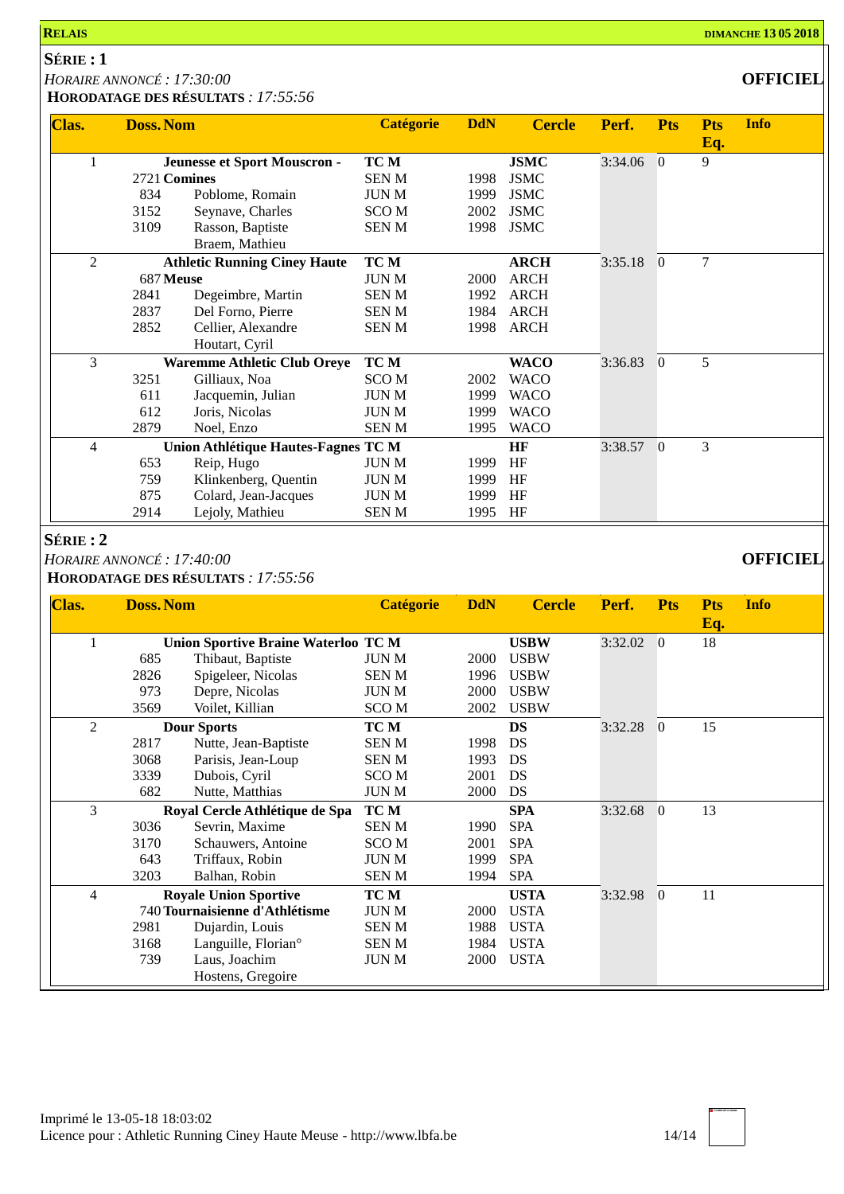**RELAIS** **DIMANCHE 13 05 2018**

## SÉRIE : 1

*HORAIRE ANNONCÉ : 17:30:00*

**HORODATAGE DES RÉSULTATS** : *17:55:56*

**OFFICIEL**

| Clas. | Doss. | Nom | Catégorie | DdN | Cercle | Perf. | Pts | Pts Eq. | Info |
|---|---|---|---|---|---|---|---|---|---|
| 1 | | **Jeunesse et Sport Mouscron - Comines** | **TC M** | | **JSMC** | 3:34.06 | 0 | 9 | |
| | 2721 | Poblome, Romain | SEN M | 1998 | JSMC | | | | |
| | 834 | Seynave, Charles | JUN M | 1999 | JSMC | | | | |
| | 3152 | Rasson, Baptiste | SCO M | 2002 | JSMC | | | | |
| | 3109 | Braem, Mathieu | SEN M | 1998 | JSMC | | | | |
| 2 | | **Athletic Running Ciney Haute Meuse** | **TC M** | | **ARCH** | 3:35.18 | 0 | 7 | |
| | 687 | Degeimbre, Martin | JUN M | 2000 | ARCH | | | | |
| | 2841 | Del Forno, Pierre | SEN M | 1992 | ARCH | | | | |
| | 2837 | Cellier, Alexandre | SEN M | 1984 | ARCH | | | | |
| | 2852 | Houtart, Cyril | SEN M | 1998 | ARCH | | | | |
| 3 | | **Waremme Athletic Club Oreye** | **TC M** | | **WACO** | 3:36.83 | 0 | 5 | |
| | 3251 | Gilliaux, Noa | SCO M | 2002 | WACO | | | | |
| | 611 | Jacquemin, Julian | JUN M | 1999 | WACO | | | | |
| | 612 | Joris, Nicolas | JUN M | 1999 | WACO | | | | |
| | 2879 | Noel, Enzo | SEN M | 1995 | WACO | | | | |
| 4 | | **Union Athlétique Hautes-Fagnes** | **TC M** | | **HF** | 3:38.57 | 0 | 3 | |
| | 653 | Reip, Hugo | JUN M | 1999 | HF | | | | |
| | 759 | Klinkenberg, Quentin | JUN M | 1999 | HF | | | | |
| | 875 | Colard, Jean-Jacques | JUN M | 1999 | HF | | | | |
| | 2914 | Lejoly, Mathieu | SEN M | 1995 | HF | | | | |

## SÉRIE : 2

*HORAIRE ANNONCÉ : 17:40:00*

**HORODATAGE DES RÉSULTATS** : *17:55:56*

**OFFICIEL**

| Clas. | Doss. | Nom | Catégorie | DdN | Cercle | Perf. | Pts | Pts Eq. | Info |
|---|---|---|---|---|---|---|---|---|---|
| 1 | | **Union Sportive Braine Waterloo** | **TC M** | | **USBW** | 3:32.02 | 0 | 18 | |
| | 685 | Thibaut, Baptiste | JUN M | 2000 | USBW | | | | |
| | 2826 | Spigeleer, Nicolas | SEN M | 1996 | USBW | | | | |
| | 973 | Depre, Nicolas | JUN M | 2000 | USBW | | | | |
| | 3569 | Voilet, Killian | SCO M | 2002 | USBW | | | | |
| 2 | | **Dour Sports** | **TC M** | | **DS** | 3:32.28 | 0 | 15 | |
| | 2817 | Nutte, Jean-Baptiste | SEN M | 1998 | DS | | | | |
| | 3068 | Parisis, Jean-Loup | SEN M | 1993 | DS | | | | |
| | 3339 | Dubois, Cyril | SCO M | 2001 | DS | | | | |
| | 682 | Nutte, Matthias | JUN M | 2000 | DS | | | | |
| 3 | | **Royal Cercle Athlétique de Spa** | **TC M** | | **SPA** | 3:32.68 | 0 | 13 | |
| | 3036 | Sevrin, Maxime | SEN M | 1990 | SPA | | | | |
| | 3170 | Schauwers, Antoine | SCO M | 2001 | SPA | | | | |
| | 643 | Triffaux, Robin | JUN M | 1999 | SPA | | | | |
| | 3203 | Balhan, Robin | SEN M | 1994 | SPA | | | | |
| 4 | | **Royale Union Sportive Tournaisienne d'Athlétisme** | **TC M** | | **USTA** | 3:32.98 | 0 | 11 | |
| | 740 | Dujardin, Louis | JUN M | 2000 | USTA | | | | |
| | 2981 | Languille, Florian° | SEN M | 1988 | USTA | | | | |
| | 3168 | Laus, Joachim | SEN M | 1984 | USTA | | | | |
| | 739 | Hostens, Gregoire | JUN M | 2000 | USTA | | | | |

Imprimé le 13-05-18 18:03:02
Licence pour : Athletic Running Ciney Haute Meuse - http://www.lbfa.be